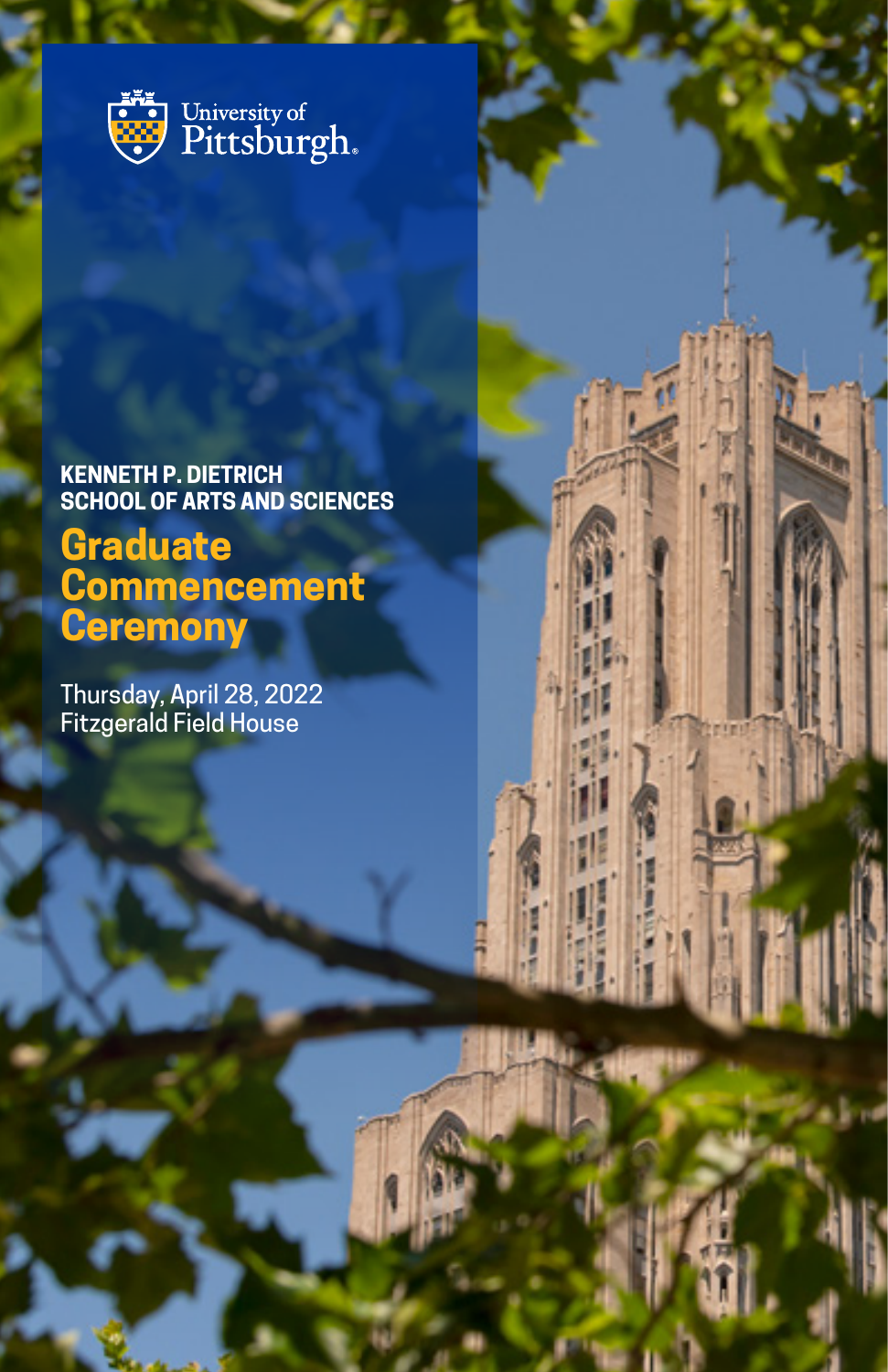University of Pittsburgh

**KENNETH P. DIETRICH SCHOOL OF ARTS AND SCIENCES**

# Graduate Commencement Ceremony

Thursday, April 28, 2022
Fitzgerald Field House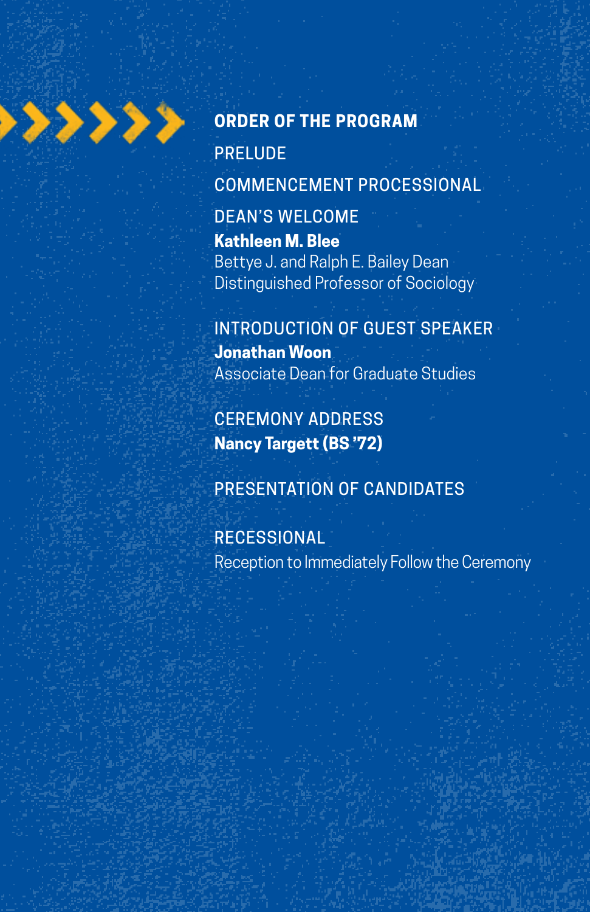## ORDER OF THE PROGRAM

PRELUDE

COMMENCEMENT PROCESSIONAL

DEAN'S WELCOME
**Kathleen M. Blee**
Bettye J. and Ralph E. Bailey Dean
Distinguished Professor of Sociology

INTRODUCTION OF GUEST SPEAKER
**Jonathan Woon**
Associate Dean for Graduate Studies

CEREMONY ADDRESS
**Nancy Targett (BS '72)**

PRESENTATION OF CANDIDATES

RECESSIONAL
Reception to Immediately Follow the Ceremony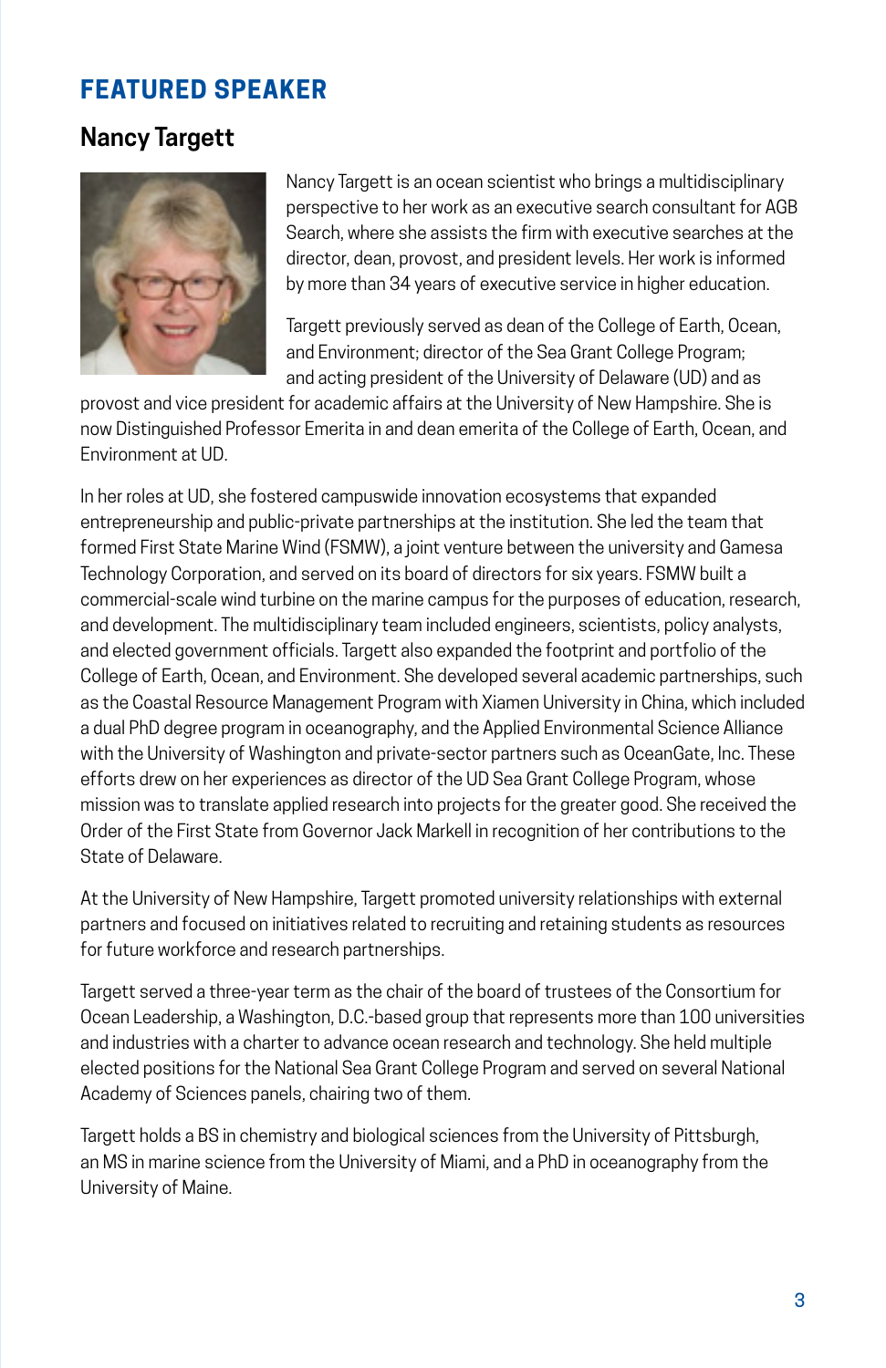## FEATURED SPEAKER

### Nancy Targett

Nancy Targett is an ocean scientist who brings a multidisciplinary perspective to her work as an executive search consultant for AGB Search, where she assists the firm with executive searches at the director, dean, provost, and president levels. Her work is informed by more than 34 years of executive service in higher education.

Targett previously served as dean of the College of Earth, Ocean, and Environment; director of the Sea Grant College Program; and acting president of the University of Delaware (UD) and as provost and vice president for academic affairs at the University of New Hampshire. She is now Distinguished Professor Emerita in and dean emerita of the College of Earth, Ocean, and Environment at UD.

In her roles at UD, she fostered campuswide innovation ecosystems that expanded entrepreneurship and public-private partnerships at the institution. She led the team that formed First State Marine Wind (FSMW), a joint venture between the university and Gamesa Technology Corporation, and served on its board of directors for six years. FSMW built a commercial-scale wind turbine on the marine campus for the purposes of education, research, and development. The multidisciplinary team included engineers, scientists, policy analysts, and elected government officials. Targett also expanded the footprint and portfolio of the College of Earth, Ocean, and Environment. She developed several academic partnerships, such as the Coastal Resource Management Program with Xiamen University in China, which included a dual PhD degree program in oceanography, and the Applied Environmental Science Alliance with the University of Washington and private-sector partners such as OceanGate, Inc. These efforts drew on her experiences as director of the UD Sea Grant College Program, whose mission was to translate applied research into projects for the greater good. She received the Order of the First State from Governor Jack Markell in recognition of her contributions to the State of Delaware.

At the University of New Hampshire, Targett promoted university relationships with external partners and focused on initiatives related to recruiting and retaining students as resources for future workforce and research partnerships.

Targett served a three-year term as the chair of the board of trustees of the Consortium for Ocean Leadership, a Washington, D.C.-based group that represents more than 100 universities and industries with a charter to advance ocean research and technology. She held multiple elected positions for the National Sea Grant College Program and served on several National Academy of Sciences panels, chairing two of them.

Targett holds a BS in chemistry and biological sciences from the University of Pittsburgh, an MS in marine science from the University of Miami, and a PhD in oceanography from the University of Maine.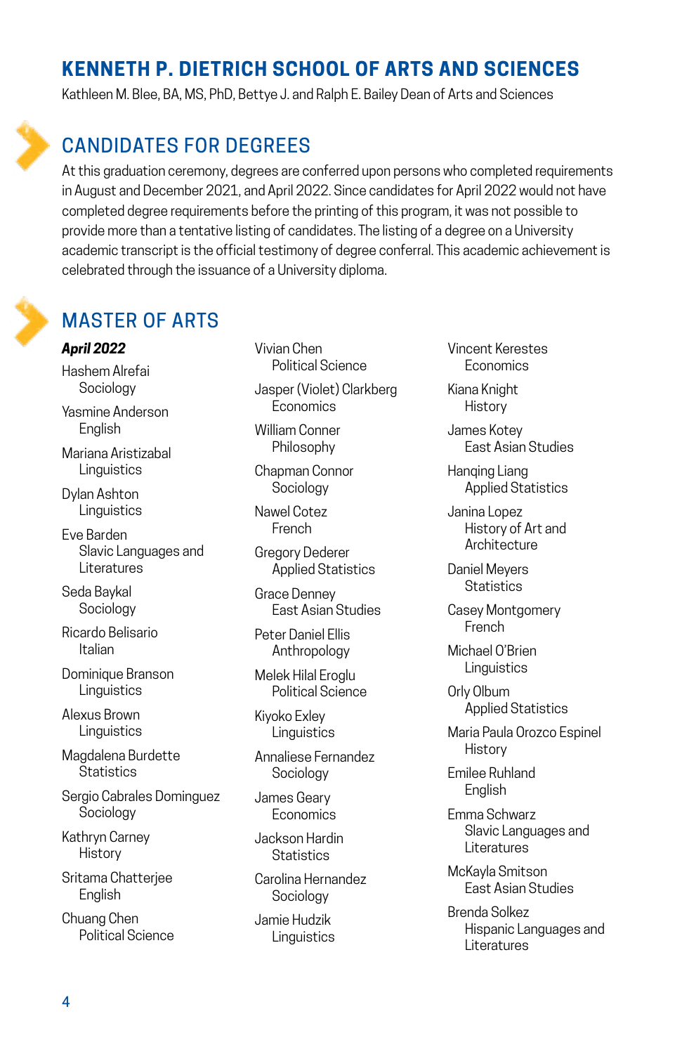# KENNETH P. DIETRICH SCHOOL OF ARTS AND SCIENCES

Kathleen M. Blee, BA, MS, PhD, Bettye J. and Ralph E. Bailey Dean of Arts and Sciences

## CANDIDATES FOR DEGREES

At this graduation ceremony, degrees are conferred upon persons who completed requirements in August and December 2021, and April 2022. Since candidates for April 2022 would not have completed degree requirements before the printing of this program, it was not possible to provide more than a tentative listing of candidates. The listing of a degree on a University academic transcript is the official testimony of degree conferral. This academic achievement is celebrated through the issuance of a University diploma.

## MASTER OF ARTS

***April 2022***

Hashem Alrefai
Sociology

Yasmine Anderson
English

Mariana Aristizabal
Linguistics

Dylan Ashton
Linguistics

Eve Barden
Slavic Languages and Literatures

Seda Baykal
Sociology

Ricardo Belisario
Italian

Dominique Branson
Linguistics

Alexus Brown
Linguistics

Magdalena Burdette
Statistics

Sergio Cabrales Dominguez
Sociology

Kathryn Carney
History

Sritama Chatterjee
English

Chuang Chen
Political Science

Vivian Chen
Political Science

Jasper (Violet) Clarkberg
Economics

William Conner
Philosophy

Chapman Connor
Sociology

Nawel Cotez
French

Gregory Dederer
Applied Statistics

Grace Denney
East Asian Studies

Peter Daniel Ellis
Anthropology

Melek Hilal Eroglu
Political Science

Kiyoko Exley
Linguistics

Annaliese Fernandez
Sociology

James Geary
Economics

Jackson Hardin
Statistics

Carolina Hernandez
Sociology

Jamie Hudzik
Linguistics

Vincent Kerestes
Economics

Kiana Knight
History

James Kotey
East Asian Studies

Hanqing Liang
Applied Statistics

Janina Lopez
History of Art and Architecture

Daniel Meyers
Statistics

Casey Montgomery
French

Michael O'Brien
Linguistics

Orly Olbum
Applied Statistics

Maria Paula Orozco Espinel
History

Emilee Ruhland
English

Emma Schwarz
Slavic Languages and Literatures

McKayla Smitson
East Asian Studies

Brenda Solkez
Hispanic Languages and Literatures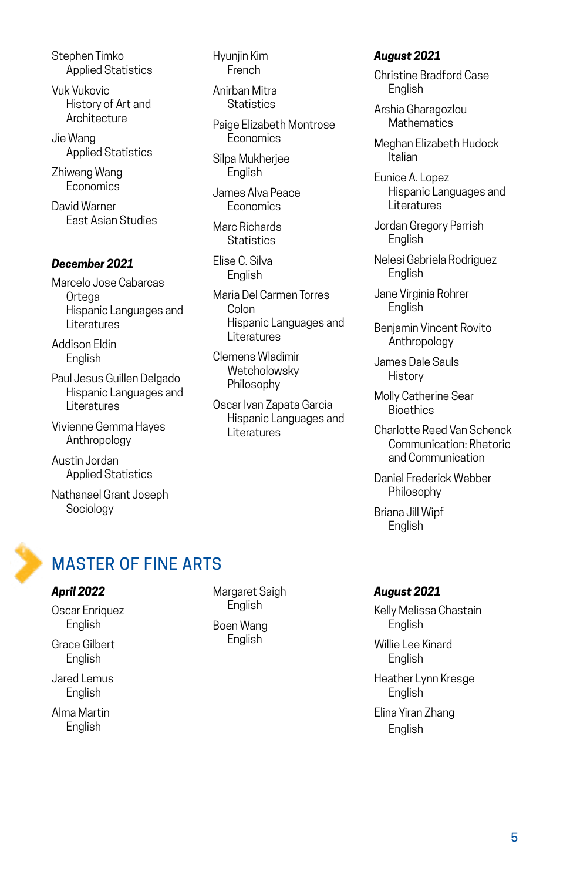Stephen Timko
Applied Statistics

Vuk Vukovic
History of Art and Architecture

Jie Wang
Applied Statistics

Zhiweng Wang
Economics

David Warner
East Asian Studies

***December 2021***

Marcelo Jose Cabarcas Ortega
Hispanic Languages and Literatures

Addison Eldin
English

Paul Jesus Guillen Delgado
Hispanic Languages and Literatures

Vivienne Gemma Hayes
Anthropology

Austin Jordan
Applied Statistics

Nathanael Grant Joseph
Sociology

Hyunjin Kim
French

Anirban Mitra
Statistics

Paige Elizabeth Montrose
Economics

Silpa Mukherjee
English

James Alva Peace
Economics

Marc Richards
Statistics

Elise C. Silva
English

Maria Del Carmen Torres Colon
Hispanic Languages and Literatures

Clemens Wladimir Wetchowlosky
Philosophy

Oscar Ivan Zapata Garcia
Hispanic Languages and Literatures

***August 2021***

Christine Bradford Case
English

Arshia Gharagozlou
Mathematics

Meghan Elizabeth Hudock
Italian

Eunice A. Lopez
Hispanic Languages and Literatures

Jordan Gregory Parrish
English

Nelesi Gabriela Rodriguez
English

Jane Virginia Rohrer
English

Benjamin Vincent Rovito
Anthropology

James Dale Sauls
History

Molly Catherine Sear
Bioethics

Charlotte Reed Van Schenck
Communication: Rhetoric and Communication

Daniel Frederick Webber
Philosophy

Briana Jill Wipf
English

## MASTER OF FINE ARTS

***April 2022***

Oscar Enriquez
English

Grace Gilbert
English

Jared Lemus
English

Alma Martin
English

Margaret Saigh
English

Boen Wang
English

***August 2021***

Kelly Melissa Chastain
English

Willie Lee Kinard
English

Heather Lynn Kresge
English

Elina Yiran Zhang
English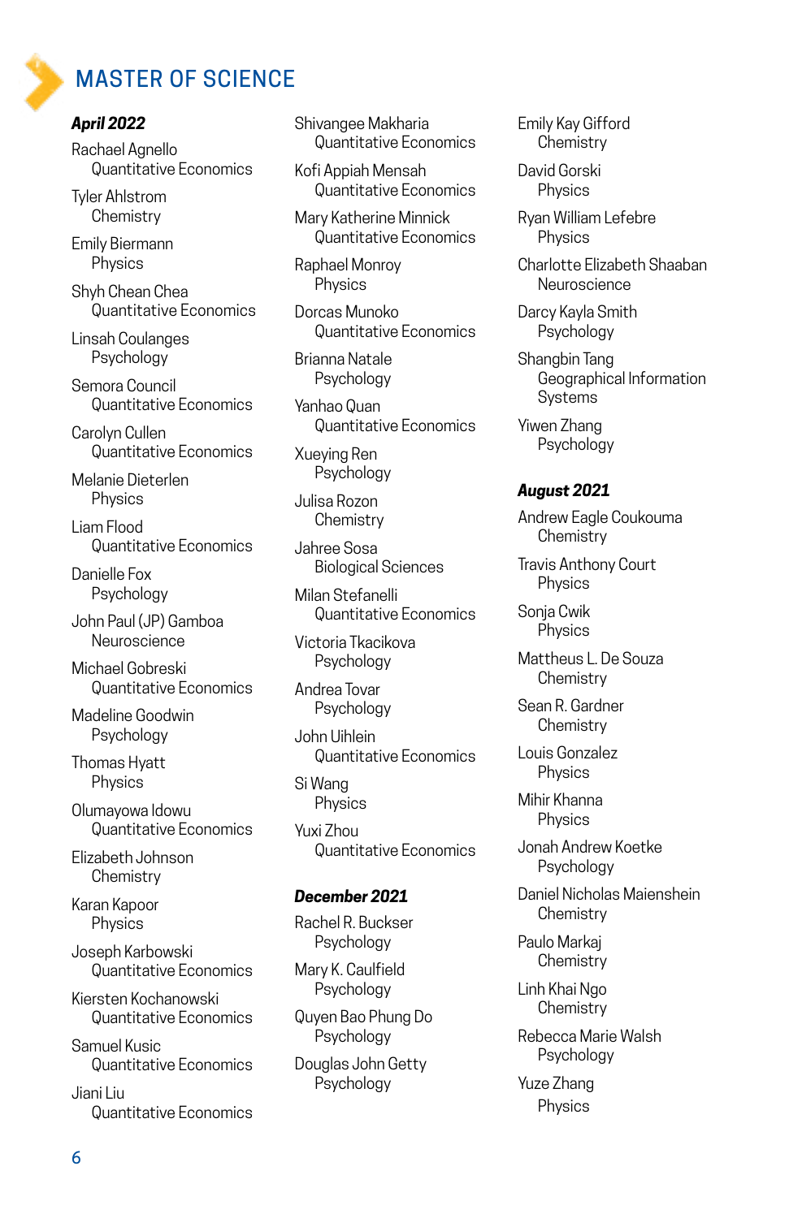## MASTER OF SCIENCE

### *April 2022*

Rachael Agnello
Quantitative Economics

Tyler Ahlstrom
Chemistry

Emily Biermann
Physics

Shyh Chean Chea
Quantitative Economics

Linsah Coulanges
Psychology

Semora Council
Quantitative Economics

Carolyn Cullen
Quantitative Economics

Melanie Dieterlen
Physics

Liam Flood
Quantitative Economics

Danielle Fox
Psychology

John Paul (JP) Gamboa
Neuroscience

Michael Gobreski
Quantitative Economics

Madeline Goodwin
Psychology

Thomas Hyatt
Physics

Olumayowa Idowu
Quantitative Economics

Elizabeth Johnson
Chemistry

Karan Kapoor
Physics

Joseph Karbowski
Quantitative Economics

Kiersten Kochanowski
Quantitative Economics

Samuel Kusic
Quantitative Economics

Jiani Liu
Quantitative Economics

Shivangee Makharia
Quantitative Economics

Kofi Appiah Mensah
Quantitative Economics

Mary Katherine Minnick
Quantitative Economics

Raphael Monroy
Physics

Dorcas Munoko
Quantitative Economics

Brianna Natale
Psychology

Yanhao Quan
Quantitative Economics

Xueying Ren
Psychology

Julisa Rozon
Chemistry

Jahree Sosa
Biological Sciences

Milan Stefanelli
Quantitative Economics

Victoria Tkacikova
Psychology

Andrea Tovar
Psychology

John Uihlein
Quantitative Economics

Si Wang
Physics

Yuxi Zhou
Quantitative Economics

### *December 2021*

Rachel R. Buckser
Psychology

Mary K. Caulfield
Psychology

Quyen Bao Phung Do
Psychology

Douglas John Getty
Psychology

Emily Kay Gifford
Chemistry

David Gorski
Physics

Ryan William Lefebre
Physics

Charlotte Elizabeth Shaaban
Neuroscience

Darcy Kayla Smith
Psychology

Shangbin Tang
Geographical Information Systems

Yiwen Zhang
Psychology

### *August 2021*

Andrew Eagle Coukouma
Chemistry

Travis Anthony Court
Physics

Sonja Cwik
Physics

Mattheus L. De Souza
Chemistry

Sean R. Gardner
Chemistry

Louis Gonzalez
Physics

Mihir Khanna
Physics

Jonah Andrew Koetke
Psychology

Daniel Nicholas Maienshein
Chemistry

Paulo Markaj
Chemistry

Linh Khai Ngo
Chemistry

Rebecca Marie Walsh
Psychology

Yuze Zhang
Physics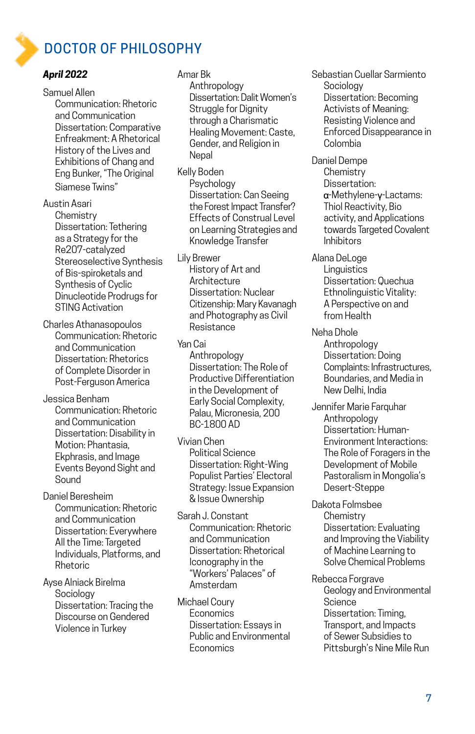# DOCTOR OF PHILOSOPHY

***April 2022***

Samuel Allen
Communication: Rhetoric and Communication
Dissertation: Comparative Enfreakment: A Rhetorical History of the Lives and Exhibitions of Chang and Eng Bunker, "The Original Siamese Twins"

Austin Asari
Chemistry
Dissertation: Tethering as a Strategy for the Re2O7-catalyzed Stereoselective Synthesis of Bis-spiroketals and Synthesis of Cyclic Dinucleotide Prodrugs for STING Activation

Charles Athanasopoulos
Communication: Rhetoric and Communication
Dissertation: Rhetorics of Complete Disorder in Post-Ferguson America

Jessica Benham
Communication: Rhetoric and Communication
Dissertation: Disability in Motion: Phantasia, Ekphrasis, and Image Events Beyond Sight and Sound

Daniel Beresheim
Communication: Rhetoric and Communication
Dissertation: Everywhere All the Time: Targeted Individuals, Platforms, and Rhetoric

Ayse Alniack Birelma
Sociology
Dissertation: Tracing the Discourse on Gendered Violence in Turkey

Amar Bk
Anthropology
Dissertation: Dalit Women's Struggle for Dignity through a Charismatic Healing Movement: Caste, Gender, and Religion in Nepal

Kelly Boden
Psychology
Dissertation: Can Seeing the Forest Impact Transfer? Effects of Construal Level on Learning Strategies and Knowledge Transfer

Lily Brewer
History of Art and Architecture
Dissertation: Nuclear Citizenship: Mary Kavanagh and Photography as Civil Resistance

Yan Cai
Anthropology
Dissertation: The Role of Productive Differentiation in the Development of Early Social Complexity, Palau, Micronesia, 200 BC-1800 AD

Vivian Chen
Political Science
Dissertation: Right-Wing Populist Parties' Electoral Strategy: Issue Expansion & Issue Ownership

Sarah J. Constant
Communication: Rhetoric and Communication
Dissertation: Rhetorical Iconography in the "Workers' Palaces" of Amsterdam

Michael Coury
Economics
Dissertation: Essays in Public and Environmental Economics

Sebastian Cuellar Sarmiento
Sociology
Dissertation: Becoming Activists of Meaning: Resisting Violence and Enforced Disappearance in Colombia

Daniel Dempe
Chemistry
Dissertation: α-Methylene-γ-Lactams: Thiol Reactivity, Bio activity, and Applications towards Targeted Covalent Inhibitors

Alana DeLoge
Linguistics
Dissertation: Quechua Ethnolinguistic Vitality: A Perspective on and from Health

Neha Dhole
Anthropology
Dissertation: Doing Complaints: Infrastructures, Boundaries, and Media in New Delhi, India

Jennifer Marie Farquhar
Anthropology
Dissertation: Human-Environment Interactions: The Role of Foragers in the Development of Mobile Pastoralism in Mongolia's Desert-Steppe

Dakota Folmsbee
Chemistry
Dissertation: Evaluating and Improving the Viability of Machine Learning to Solve Chemical Problems

Rebecca Forgrave
Geology and Environmental Science
Dissertation: Timing, Transport, and Impacts of Sewer Subsidies to Pittsburgh's Nine Mile Run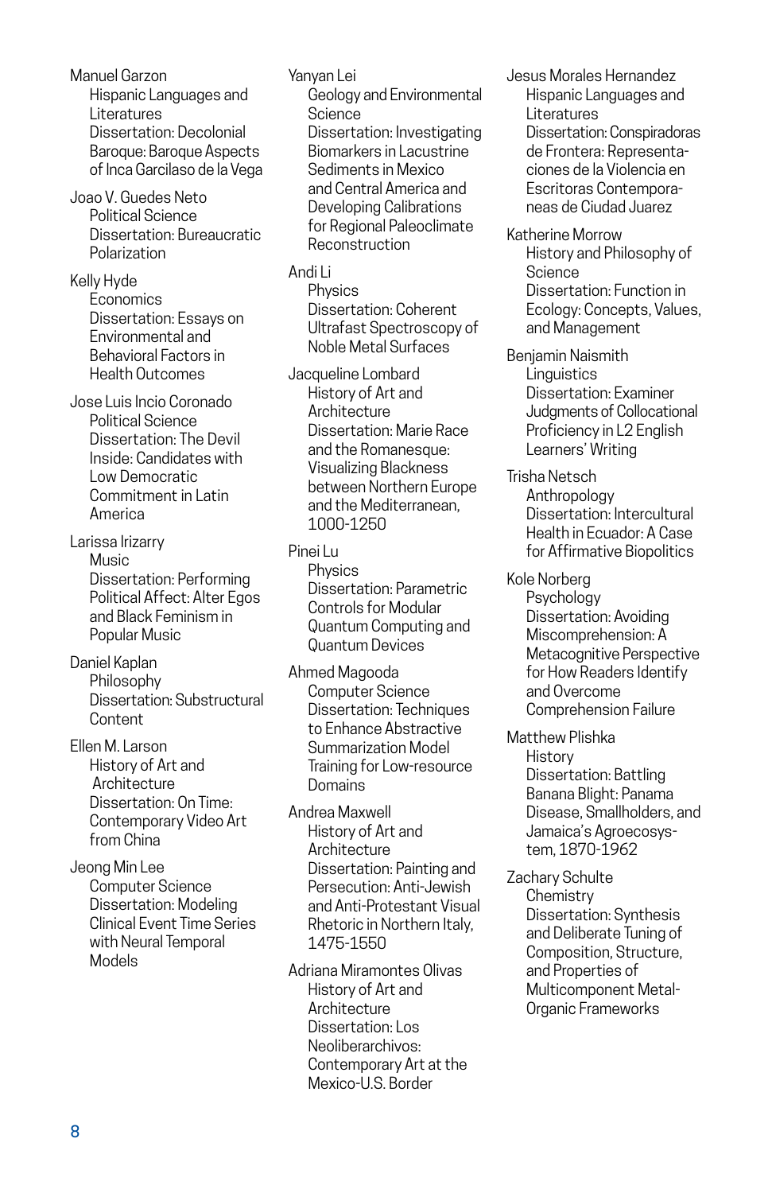Manuel Garzon
Hispanic Languages and Literatures
Dissertation: Decolonial Baroque: Baroque Aspects of Inca Garcilaso de la Vega

Joao V. Guedes Neto
Political Science
Dissertation: Bureaucratic Polarization

Kelly Hyde
Economics
Dissertation: Essays on Environmental and Behavioral Factors in Health Outcomes

Jose Luis Incio Coronado
Political Science
Dissertation: The Devil Inside: Candidates with Low Democratic Commitment in Latin America

Larissa Irizarry
Music
Dissertation: Performing Political Affect: Alter Egos and Black Feminism in Popular Music

Daniel Kaplan
Philosophy
Dissertation: Substructural Content

Ellen M. Larson
History of Art and Architecture
Dissertation: On Time: Contemporary Video Art from China

Jeong Min Lee
Computer Science
Dissertation: Modeling Clinical Event Time Series with Neural Temporal Models

Yanyan Lei
Geology and Environmental Science
Dissertation: Investigating Biomarkers in Lacustrine Sediments in Mexico and Central America and Developing Calibrations for Regional Paleoclimate Reconstruction

Andi Li
Physics
Dissertation: Coherent Ultrafast Spectroscopy of Noble Metal Surfaces

Jacqueline Lombard
History of Art and Architecture
Dissertation: Marie Race and the Romanesque: Visualizing Blackness between Northern Europe and the Mediterranean, 1000-1250

Pinei Lu
Physics
Dissertation: Parametric Controls for Modular Quantum Computing and Quantum Devices

Ahmed Magooda
Computer Science
Dissertation: Techniques to Enhance Abstractive Summarization Model Training for Low-resource Domains

Andrea Maxwell
History of Art and Architecture
Dissertation: Painting and Persecution: Anti-Jewish and Anti-Protestant Visual Rhetoric in Northern Italy, 1475-1550

Adriana Miramontes Olivas
History of Art and Architecture
Dissertation: Los Neoliberarchivos: Contemporary Art at the Mexico-U.S. Border

Jesus Morales Hernandez
Hispanic Languages and Literatures
Dissertation: Conspiradoras de Frontera: Representaciones de la Violencia en Escritoras Contemporaneas de Ciudad Juarez

Katherine Morrow
History and Philosophy of Science
Dissertation: Function in Ecology: Concepts, Values, and Management

Benjamin Naismith
Linguistics
Dissertation: Examiner Judgments of Collocational Proficiency in L2 English Learners' Writing

Trisha Netsch
Anthropology
Dissertation: Intercultural Health in Ecuador: A Case for Affirmative Biopolitics

Kole Norberg
Psychology
Dissertation: Avoiding Miscomprehension: A Metacognitive Perspective for How Readers Identify and Overcome Comprehension Failure

Matthew Plishka
History
Dissertation: Battling Banana Blight: Panama Disease, Smallholders, and Jamaica's Agroecosystem, 1870-1962

Zachary Schulte
Chemistry
Dissertation: Synthesis and Deliberate Tuning of Composition, Structure, and Properties of Multicomponent Metal-Organic Frameworks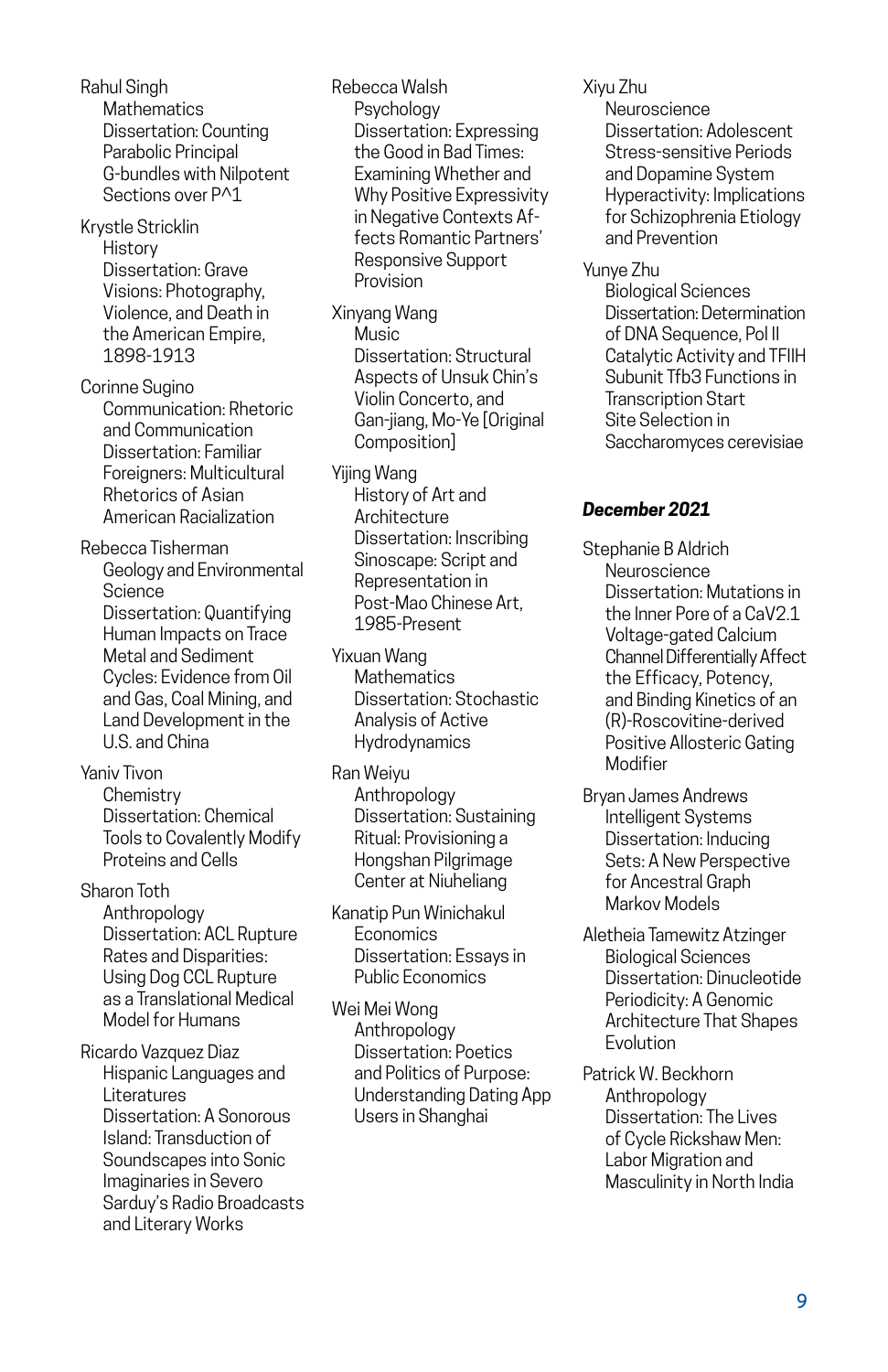Rahul Singh
Mathematics
Dissertation: Counting Parabolic Principal G-bundles with Nilpotent Sections over P^1

Krystle Stricklin
History
Dissertation: Grave Visions: Photography, Violence, and Death in the American Empire, 1898-1913

Corinne Sugino
Communication: Rhetoric and Communication
Dissertation: Familiar Foreigners: Multicultural Rhetorics of Asian American Racialization

Rebecca Tisherman
Geology and Environmental Science
Dissertation: Quantifying Human Impacts on Trace Metal and Sediment Cycles: Evidence from Oil and Gas, Coal Mining, and Land Development in the U.S. and China

Yaniv Tivon
Chemistry
Dissertation: Chemical Tools to Covalently Modify Proteins and Cells

Sharon Toth
Anthropology
Dissertation: ACL Rupture Rates and Disparities: Using Dog CCL Rupture as a Translational Medical Model for Humans

Ricardo Vazquez Diaz
Hispanic Languages and Literatures
Dissertation: A Sonorous Island: Transduction of Soundscapes into Sonic Imaginaries in Severo Sarduy's Radio Broadcasts and Literary Works

Rebecca Walsh
Psychology
Dissertation: Expressing the Good in Bad Times: Examining Whether and Why Positive Expressivity in Negative Contexts Affects Romantic Partners' Responsive Support Provision

Xinyang Wang
Music
Dissertation: Structural Aspects of Unsuk Chin's Violin Concerto, and Gan-jiang, Mo-Ye [Original Composition]

Yijing Wang
History of Art and Architecture
Dissertation: Inscribing Sinoscape: Script and Representation in Post-Mao Chinese Art, 1985-Present

Yixuan Wang
Mathematics
Dissertation: Stochastic Analysis of Active Hydrodynamics

Ran Weiyu
Anthropology
Dissertation: Sustaining Ritual: Provisioning a Hongshan Pilgrimage Center at Niuheliang

Kanatip Pun Winichakul
Economics
Dissertation: Essays in Public Economics

Wei Mei Wong
Anthropology
Dissertation: Poetics and Politics of Purpose: Understanding Dating App Users in Shanghai

Xiyu Zhu
Neuroscience
Dissertation: Adolescent Stress-sensitive Periods and Dopamine System Hyperactivity: Implications for Schizophrenia Etiology and Prevention

Yunye Zhu
Biological Sciences
Dissertation: Determination of DNA Sequence, Pol II Catalytic Activity and TFIIH Subunit Tfb3 Functions in Transcription Start Site Selection in Saccharomyces cerevisiae

### *December 2021*

Stephanie B Aldrich
Neuroscience
Dissertation: Mutations in the Inner Pore of a CaV2.1 Voltage-gated Calcium Channel Differentially Affect the Efficacy, Potency, and Binding Kinetics of an (R)-Roscovitine-derived Positive Allosteric Gating Modifier

Bryan James Andrews
Intelligent Systems
Dissertation: Inducing Sets: A New Perspective for Ancestral Graph Markov Models

Aletheia Tamewitz Atzinger
Biological Sciences
Dissertation: Dinucleotide Periodicity: A Genomic Architecture That Shapes Evolution

Patrick W. Beckhorn
Anthropology
Dissertation: The Lives of Cycle Rickshaw Men: Labor Migration and Masculinity in North India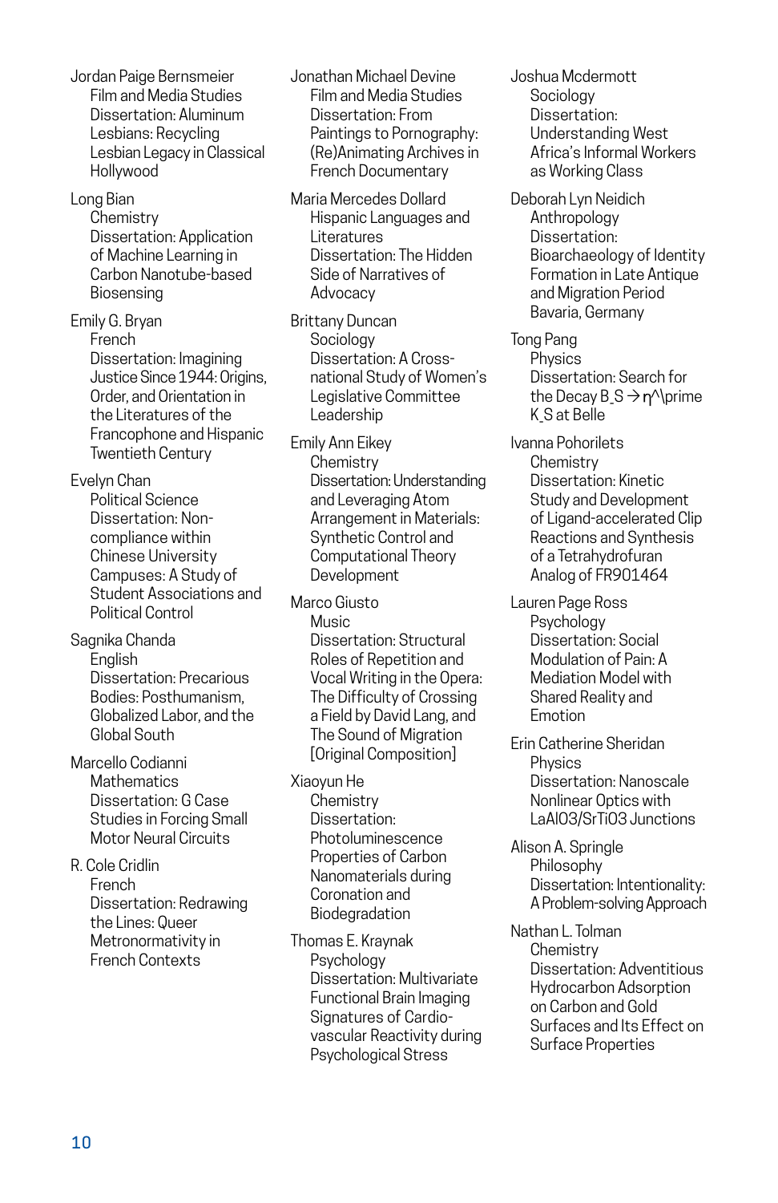Jordan Paige Bernsmeier
Film and Media Studies
Dissertation: Aluminum Lesbians: Recycling Lesbian Legacy in Classical Hollywood

Long Bian
Chemistry
Dissertation: Application of Machine Learning in Carbon Nanotube-based Biosensing

Emily G. Bryan
French
Dissertation: Imagining Justice Since 1944: Origins, Order, and Orientation in the Literatures of the Francophone and Hispanic Twentieth Century

Evelyn Chan
Political Science
Dissertation: Non-compliance within Chinese University Campuses: A Study of Student Associations and Political Control

Sagnika Chanda
English
Dissertation: Precarious Bodies: Posthumanism, Globalized Labor, and the Global South

Marcello Codianni
Mathematics
Dissertation: G Case Studies in Forcing Small Motor Neural Circuits

R. Cole Cridlin
French
Dissertation: Redrawing the Lines: Queer Metronormativity in French Contexts

Jonathan Michael Devine
Film and Media Studies
Dissertation: From Paintings to Pornography: (Re)Animating Archives in French Documentary

Maria Mercedes Dollard
Hispanic Languages and Literatures
Dissertation: The Hidden Side of Narratives of Advocacy

Brittany Duncan
Sociology
Dissertation: A Cross-national Study of Women's Legislative Committee Leadership

Emily Ann Eikey
Chemistry
Dissertation: Understanding and Leveraging Atom Arrangement in Materials: Synthetic Control and Computational Theory Development

Marco Giusto
Music
Dissertation: Structural Roles of Repetition and Vocal Writing in the Opera: The Difficulty of Crossing a Field by David Lang, and The Sound of Migration [Original Composition]

Xiaoyun He
Chemistry
Dissertation: Photoluminescence Properties of Carbon Nanomaterials during Coronation and Biodegradation

Thomas E. Kraynak
Psychology
Dissertation: Multivariate Functional Brain Imaging Signatures of Cardio-vascular Reactivity during Psychological Stress

Joshua Mcdermott
Sociology
Dissertation: Understanding West Africa's Informal Workers as Working Class

Deborah Lyn Neidich
Anthropology
Dissertation: Bioarchaeology of Identity Formation in Late Antique and Migration Period Bavaria, Germany

Tong Pang
Physics
Dissertation: Search for the Decay B_S → η^\prime K_S at Belle

Ivanna Pohorilets
Chemistry
Dissertation: Kinetic Study and Development of Ligand-accelerated Clip Reactions and Synthesis of a Tetrahydrofuran Analog of FR901464

Lauren Page Ross
Psychology
Dissertation: Social Modulation of Pain: A Mediation Model with Shared Reality and Emotion

Erin Catherine Sheridan
Physics
Dissertation: Nanoscale Nonlinear Optics with $LaAlO_3/SrTiO_3$ Junctions

Alison A. Springle
Philosophy
Dissertation: Intentionality: A Problem-solving Approach

Nathan L. Tolman
Chemistry
Dissertation: Adventitious Hydrocarbon Adsorption on Carbon and Gold Surfaces and Its Effect on Surface Properties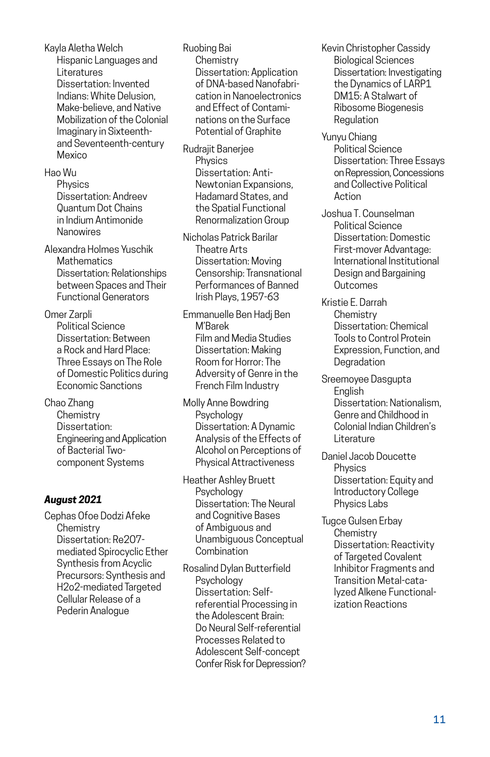Kayla Aletha Welch
Hispanic Languages and Literatures
Dissertation: Invented Indians: White Delusion, Make-believe, and Native Mobilization of the Colonial Imaginary in Sixteenth- and Seventeenth-century Mexico

Hao Wu
Physics
Dissertation: Andreev Quantum Dot Chains in Indium Antimonide Nanowires

Alexandra Holmes Yuschik
Mathematics
Dissertation: Relationships between Spaces and Their Functional Generators

Omer Zarpli
Political Science
Dissertation: Between a Rock and Hard Place: Three Essays on The Role of Domestic Politics during Economic Sanctions

Chao Zhang
Chemistry
Dissertation: Engineering and Application of Bacterial Two-component Systems

### *August 2021*

Cephas Ofoe Dodzi Afeke
Chemistry
Dissertation: Re207-mediated Spirocyclic Ether Synthesis from Acyclic Precursors: Synthesis and H2o2-mediated Targeted Cellular Release of a Pederin Analogue

Ruobing Bai
Chemistry
Dissertation: Application of DNA-based Nanofabrication in Nanoelectronics and Effect of Contaminations on the Surface Potential of Graphite

Rudrajit Banerjee
Physics
Dissertation: Anti-Newtonian Expansions, Hadamard States, and the Spatial Functional Renormalization Group

Nicholas Patrick Barilar
Theatre Arts
Dissertation: Moving Censorship: Transnational Performances of Banned Irish Plays, 1957-63

Emmanuelle Ben Hadj Ben M'Barek
Film and Media Studies
Dissertation: Making Room for Horror: The Adversity of Genre in the French Film Industry

Molly Anne Bowdring
Psychology
Dissertation: A Dynamic Analysis of the Effects of Alcohol on Perceptions of Physical Attractiveness

Heather Ashley Bruett
Psychology
Dissertation: The Neural and Cognitive Bases of Ambiguous and Unambiguous Conceptual Combination

Rosalind Dylan Butterfield
Psychology
Dissertation: Self-referential Processing in the Adolescent Brain: Do Neural Self-referential Processes Related to Adolescent Self-concept Confer Risk for Depression?

Kevin Christopher Cassidy
Biological Sciences
Dissertation: Investigating the Dynamics of LARP1 DM15: A Stalwart of Ribosome Biogenesis Regulation

Yunyu Chiang
Political Science
Dissertation: Three Essays on Repression, Concessions and Collective Political Action

Joshua T. Counselman
Political Science
Dissertation: Domestic First-mover Advantage: International Institutional Design and Bargaining Outcomes

Kristie E. Darrah
Chemistry
Dissertation: Chemical Tools to Control Protein Expression, Function, and Degradation

Sreemoyee Dasgupta
English
Dissertation: Nationalism, Genre and Childhood in Colonial Indian Children's Literature

Daniel Jacob Doucette
Physics
Dissertation: Equity and Introductory College Physics Labs

Tugce Gulsen Erbay
Chemistry
Dissertation: Reactivity of Targeted Covalent Inhibitor Fragments and Transition Metal-catalyzed Alkene Functionalization Reactions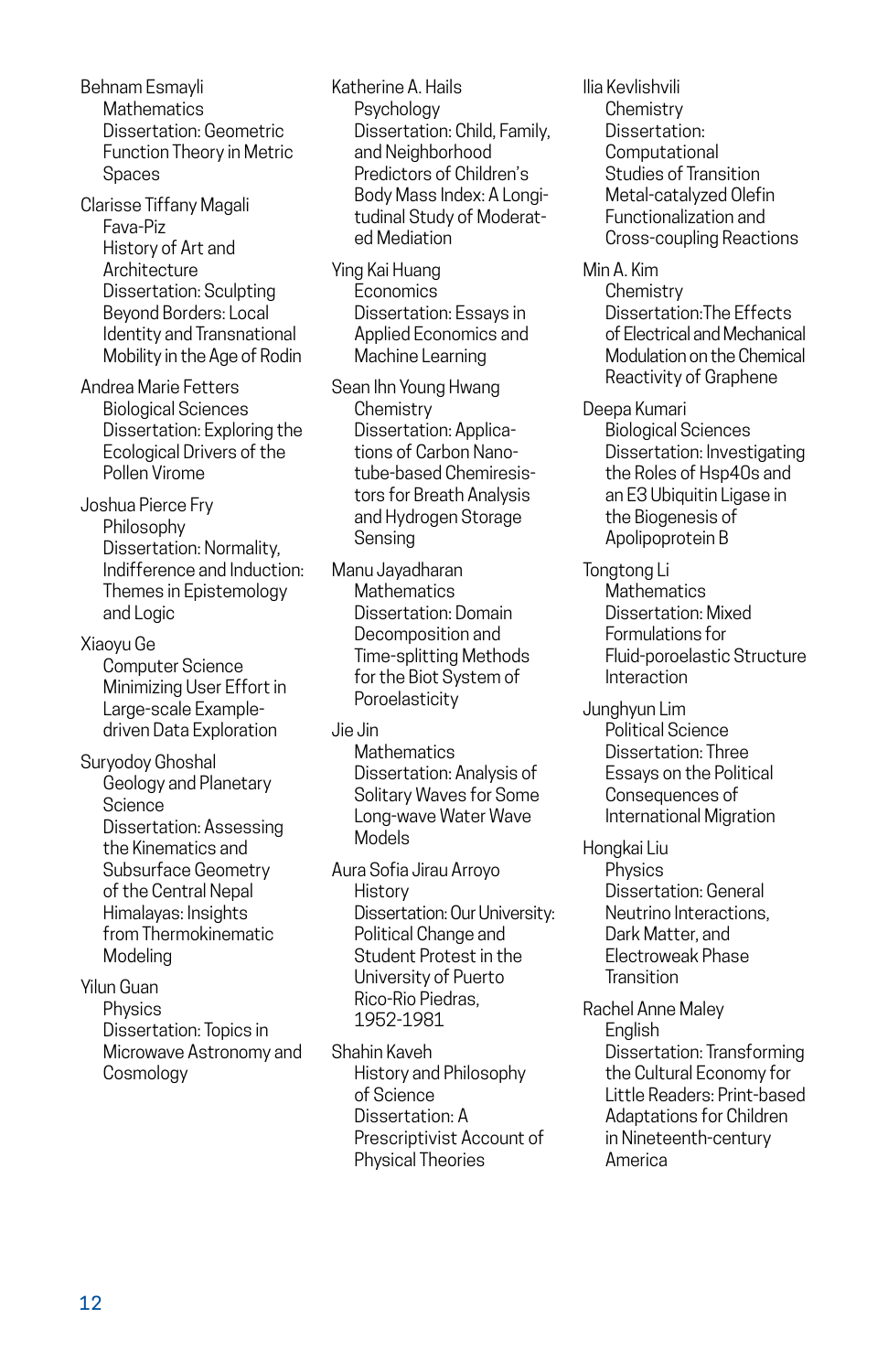Behnam Esmayli
Mathematics
Dissertation: Geometric Function Theory in Metric Spaces

Clarisse Tiffany Magali Fava-Piz
History of Art and Architecture
Dissertation: Sculpting Beyond Borders: Local Identity and Transnational Mobility in the Age of Rodin

Andrea Marie Fetters
Biological Sciences
Dissertation: Exploring the Ecological Drivers of the Pollen Virome

Joshua Pierce Fry
Philosophy
Dissertation: Normality, Indifference and Induction: Themes in Epistemology and Logic

Xiaoyu Ge
Computer Science
Minimizing User Effort in Large-scale Example-driven Data Exploration

Suryodoy Ghoshal
Geology and Planetary Science
Dissertation: Assessing the Kinematics and Subsurface Geometry of the Central Nepal Himalayas: Insights from Thermokinematic Modeling

Yilun Guan
Physics
Dissertation: Topics in Microwave Astronomy and Cosmology

Katherine A. Hails
Psychology
Dissertation: Child, Family, and Neighborhood Predictors of Children's Body Mass Index: A Longitudinal Study of Moderated Mediation

Ying Kai Huang
Economics
Dissertation: Essays in Applied Economics and Machine Learning

Sean Ihn Young Hwang
Chemistry
Dissertation: Applications of Carbon Nanotube-based Chemiresistors for Breath Analysis and Hydrogen Storage Sensing

Manu Jayadharan
Mathematics
Dissertation: Domain Decomposition and Time-splitting Methods for the Biot System of Poroelasticity

Jie Jin
Mathematics
Dissertation: Analysis of Solitary Waves for Some Long-wave Water Wave Models

Aura Sofia Jirau Arroyo
History
Dissertation: Our University: Political Change and Student Protest in the University of Puerto Rico-Rio Piedras, 1952-1981

Shahin Kaveh
History and Philosophy of Science
Dissertation: A Prescriptivist Account of Physical Theories

Ilia Kevlishvili
Chemistry
Dissertation: Computational Studies of Transition Metal-catalyzed Olefin Functionalization and Cross-coupling Reactions

Min A. Kim
Chemistry
Dissertation: The Effects of Electrical and Mechanical Modulation on the Chemical Reactivity of Graphene

Deepa Kumari
Biological Sciences
Dissertation: Investigating the Roles of Hsp40s and an E3 Ubiquitin Ligase in the Biogenesis of Apolipoprotein B

Tongtong Li
Mathematics
Dissertation: Mixed Formulations for Fluid-poroelastic Structure Interaction

Junghyun Lim
Political Science
Dissertation: Three Essays on the Political Consequences of International Migration

Hongkai Liu
Physics
Dissertation: General Neutrino Interactions, Dark Matter, and Electroweak Phase Transition

Rachel Anne Maley
English
Dissertation: Transforming the Cultural Economy for Little Readers: Print-based Adaptations for Children in Nineteenth-century America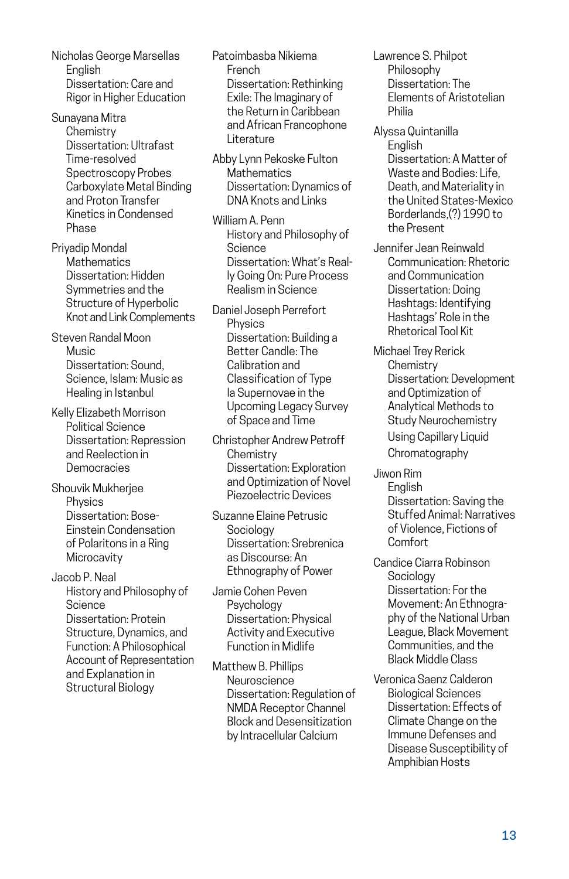Nicholas George Marsellas
English
Dissertation: Care and Rigor in Higher Education

Sunayana Mitra
Chemistry
Dissertation: Ultrafast Time-resolved Spectroscopy Probes Carboxylate Metal Binding and Proton Transfer Kinetics in Condensed Phase

Priyadip Mondal
Mathematics
Dissertation: Hidden Symmetries and the Structure of Hyperbolic Knot and Link Complements

Steven Randal Moon
Music
Dissertation: Sound, Science, Islam: Music as Healing in Istanbul

Kelly Elizabeth Morrison
Political Science
Dissertation: Repression and Reelection in Democracies

Shouvik Mukherjee
Physics
Dissertation: Bose-Einstein Condensation of Polaritons in a Ring Microcavity

Jacob P. Neal
History and Philosophy of Science
Dissertation: Protein Structure, Dynamics, and Function: A Philosophical Account of Representation and Explanation in Structural Biology

Patoimbasba Nikiema
French
Dissertation: Rethinking Exile: The Imaginary of the Return in Caribbean and African Francophone Literature

Abby Lynn Pekoske Fulton
Mathematics
Dissertation: Dynamics of DNA Knots and Links

William A. Penn
History and Philosophy of Science
Dissertation: What's Really Going On: Pure Process Realism in Science

Daniel Joseph Perrefort
Physics
Dissertation: Building a Better Candle: The Calibration and Classification of Type Ia Supernovae in the Upcoming Legacy Survey of Space and Time

Christopher Andrew Petroff
Chemistry
Dissertation: Exploration and Optimization of Novel Piezoelectric Devices

Suzanne Elaine Petrusic
Sociology
Dissertation: Srebrenica as Discourse: An Ethnography of Power

Jamie Cohen Peven
Psychology
Dissertation: Physical Activity and Executive Function in Midlife

Matthew B. Phillips
Neuroscience
Dissertation: Regulation of NMDA Receptor Channel Block and Desensitization by Intracellular Calcium

Lawrence S. Philpot
Philosophy
Dissertation: The Elements of Aristotelian Philia

Alyssa Quintanilla
English
Dissertation: A Matter of Waste and Bodies: Life, Death, and Materiality in the United States-Mexico Borderlands,(?) 1990 to the Present

Jennifer Jean Reinwald
Communication: Rhetoric and Communication
Dissertation: Doing Hashtags: Identifying Hashtags' Role in the Rhetorical Tool Kit

Michael Trey Rerick
Chemistry
Dissertation: Development and Optimization of Analytical Methods to Study Neurochemistry Using Capillary Liquid Chromatography

Jiwon Rim
English
Dissertation: Saving the Stuffed Animal: Narratives of Violence, Fictions of Comfort

Candice Ciarra Robinson
Sociology
Dissertation: For the Movement: An Ethnography of the National Urban League, Black Movement Communities, and the Black Middle Class

Veronica Saenz Calderon
Biological Sciences
Dissertation: Effects of Climate Change on the Immune Defenses and Disease Susceptibility of Amphibian Hosts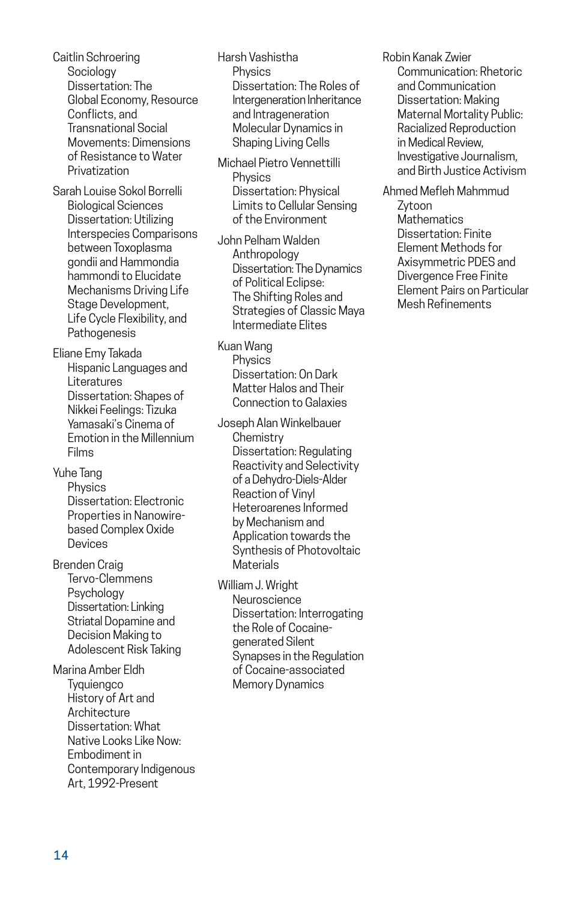Caitlin Schroering
Sociology
Dissertation: The Global Economy, Resource Conflicts, and Transnational Social Movements: Dimensions of Resistance to Water Privatization

Sarah Louise Sokol Borrelli
Biological Sciences
Dissertation: Utilizing Interspecies Comparisons between Toxoplasma gondii and Hammondia hammondi to Elucidate Mechanisms Driving Life Stage Development, Life Cycle Flexibility, and Pathogenesis

Eliane Emy Takada
Hispanic Languages and Literatures
Dissertation: Shapes of Nikkei Feelings: Tizuka Yamasaki's Cinema of Emotion in the Millennium Films

Yuhe Tang
Physics
Dissertation: Electronic Properties in Nanowire-based Complex Oxide Devices

Brenden Craig Tervo-Clemmens
Psychology
Dissertation: Linking Striatal Dopamine and Decision Making to Adolescent Risk Taking

Marina Amber Eldh Tyquiengco
History of Art and Architecture
Dissertation: What Native Looks Like Now: Embodiment in Contemporary Indigenous Art, 1992-Present

Harsh Vashistha
Physics
Dissertation: The Roles of Intergeneration Inheritance and Intrageneration Molecular Dynamics in Shaping Living Cells

Michael Pietro Vennettilli
Physics
Dissertation: Physical Limits to Cellular Sensing of the Environment

John Pelham Walden
Anthropology
Dissertation: The Dynamics of Political Eclipse: The Shifting Roles and Strategies of Classic Maya Intermediate Elites

Kuan Wang
Physics
Dissertation: On Dark Matter Halos and Their Connection to Galaxies

Joseph Alan Winkelbauer
Chemistry
Dissertation: Regulating Reactivity and Selectivity of a Dehydro-Diels-Alder Reaction of Vinyl Heteroarenes Informed by Mechanism and Application towards the Synthesis of Photovoltaic Materials

William J. Wright
Neuroscience
Dissertation: Interrogating the Role of Cocaine-generated Silent Synapses in the Regulation of Cocaine-associated Memory Dynamics

Robin Kanak Zwier
Communication: Rhetoric and Communication
Dissertation: Making Maternal Mortality Public: Racialized Reproduction in Medical Review, Investigative Journalism, and Birth Justice Activism

Ahmed Mefleh Mahmmud Zytoon
Mathematics
Dissertation: Finite Element Methods for Axisymmetric PDES and Divergence Free Finite Element Pairs on Particular Mesh Refinements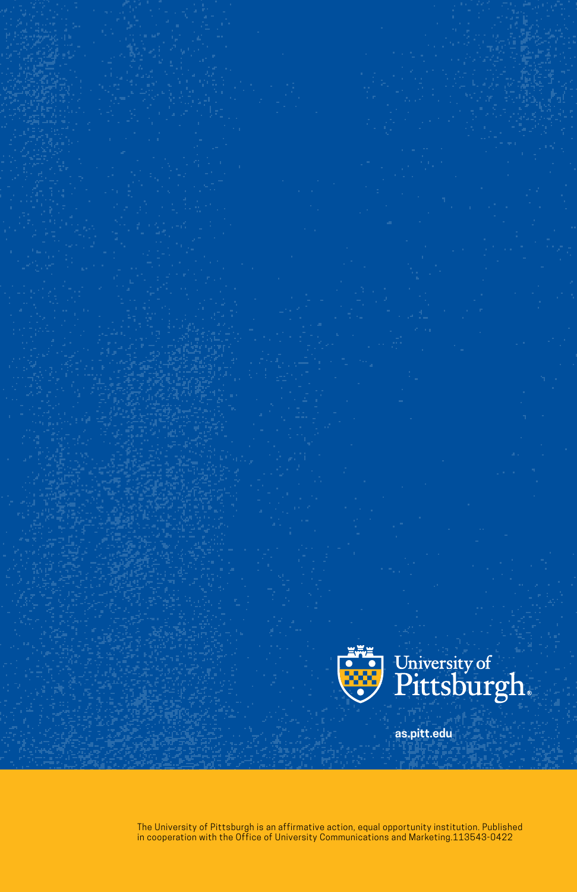University of Pittsburgh

as.pitt.edu

The University of Pittsburgh is an affirmative action, equal opportunity institution. Published in cooperation with the Office of University Communications and Marketing.113543-0422